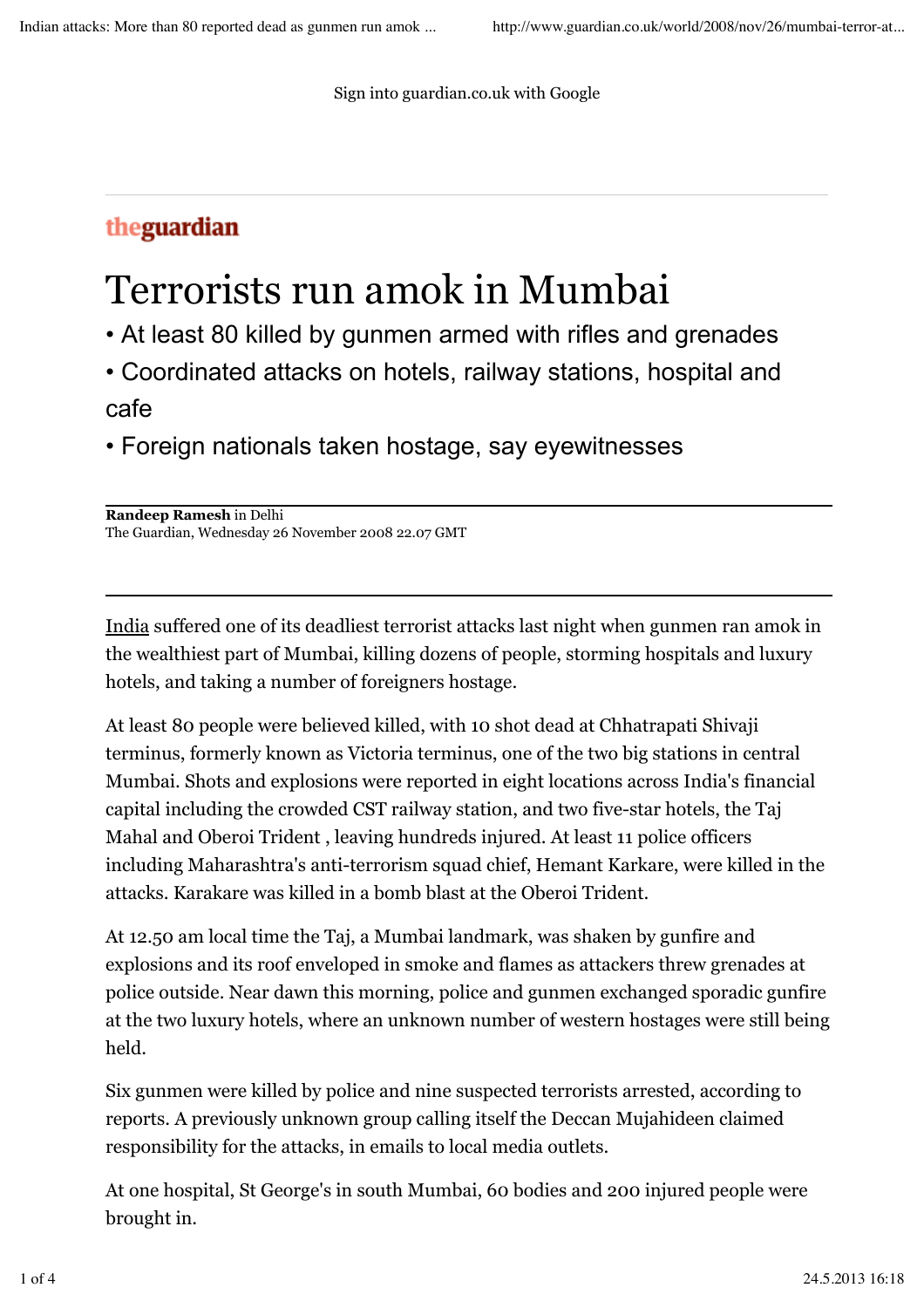Sign into guardian.co.uk with Google

theguardian

# Terrorists run amok in Mumbai

- At least 80 killed by gunmen armed with rifles and grenades
- Coordinated attacks on hotels, railway stations, hospital and cafe
- Foreign nationals taken hostage, say eyewitnesses

**Randeep Ramesh** in Delhi
The Guardian, Wednesday 26 November 2008 22.07 GMT

India suffered one of its deadliest terrorist attacks last night when gunmen ran amok in the wealthiest part of Mumbai, killing dozens of people, storming hospitals and luxury hotels, and taking a number of foreigners hostage.

At least 80 people were believed killed, with 10 shot dead at Chhatrapati Shivaji terminus, formerly known as Victoria terminus, one of the two big stations in central Mumbai. Shots and explosions were reported in eight locations across India's financial capital including the crowded CST railway station, and two five-star hotels, the Taj Mahal and Oberoi Trident , leaving hundreds injured. At least 11 police officers including Maharashtra's anti-terrorism squad chief, Hemant Karkare, were killed in the attacks. Karakare was killed in a bomb blast at the Oberoi Trident.

At 12.50 am local time the Taj, a Mumbai landmark, was shaken by gunfire and explosions and its roof enveloped in smoke and flames as attackers threw grenades at police outside. Near dawn this morning, police and gunmen exchanged sporadic gunfire at the two luxury hotels, where an unknown number of western hostages were still being held.

Six gunmen were killed by police and nine suspected terrorists arrested, according to reports. A previously unknown group calling itself the Deccan Mujahideen claimed responsibility for the attacks, in emails to local media outlets.

At one hospital, St George's in south Mumbai, 60 bodies and 200 injured people were brought in.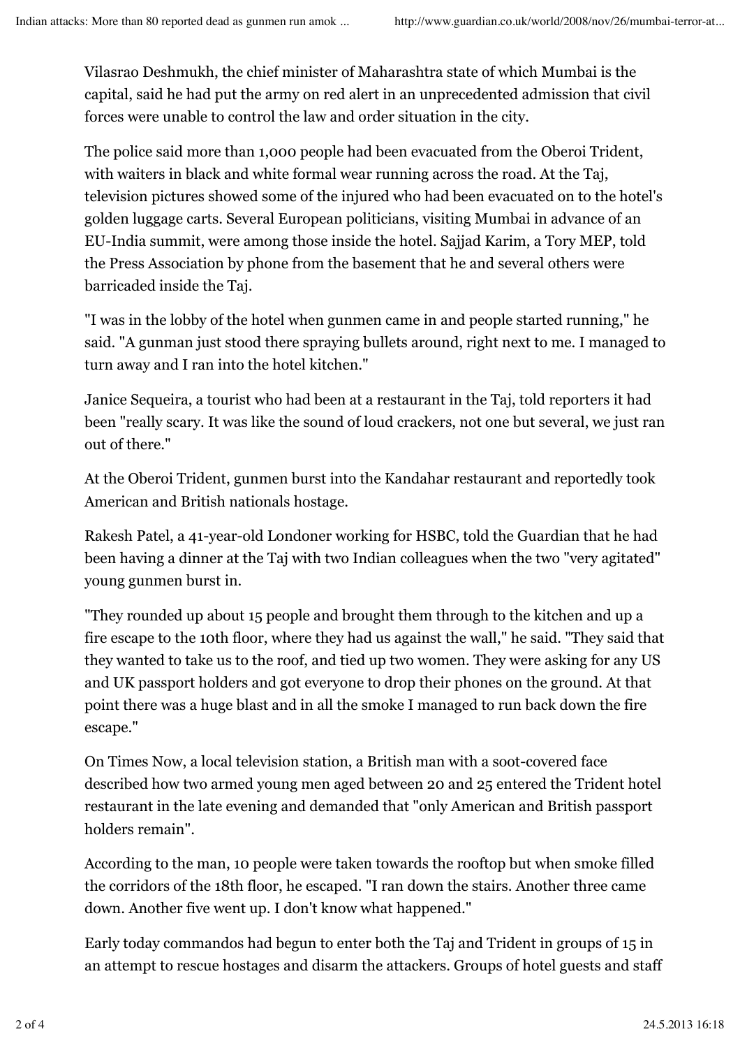Vilasrao Deshmukh, the chief minister of Maharashtra state of which Mumbai is the capital, said he had put the army on red alert in an unprecedented admission that civil forces were unable to control the law and order situation in the city.

The police said more than 1,000 people had been evacuated from the Oberoi Trident, with waiters in black and white formal wear running across the road. At the Taj, television pictures showed some of the injured who had been evacuated on to the hotel's golden luggage carts. Several European politicians, visiting Mumbai in advance of an EU-India summit, were among those inside the hotel. Sajjad Karim, a Tory MEP, told the Press Association by phone from the basement that he and several others were barricaded inside the Taj.

"I was in the lobby of the hotel when gunmen came in and people started running," he said. "A gunman just stood there spraying bullets around, right next to me. I managed to turn away and I ran into the hotel kitchen."

Janice Sequeira, a tourist who had been at a restaurant in the Taj, told reporters it had been "really scary. It was like the sound of loud crackers, not one but several, we just ran out of there."

At the Oberoi Trident, gunmen burst into the Kandahar restaurant and reportedly took American and British nationals hostage.

Rakesh Patel, a 41-year-old Londoner working for HSBC, told the Guardian that he had been having a dinner at the Taj with two Indian colleagues when the two "very agitated" young gunmen burst in.

"They rounded up about 15 people and brought them through to the kitchen and up a fire escape to the 10th floor, where they had us against the wall," he said. "They said that they wanted to take us to the roof, and tied up two women. They were asking for any US and UK passport holders and got everyone to drop their phones on the ground. At that point there was a huge blast and in all the smoke I managed to run back down the fire escape."

On Times Now, a local television station, a British man with a soot-covered face described how two armed young men aged between 20 and 25 entered the Trident hotel restaurant in the late evening and demanded that "only American and British passport holders remain".

According to the man, 10 people were taken towards the rooftop but when smoke filled the corridors of the 18th floor, he escaped. "I ran down the stairs. Another three came down. Another five went up. I don't know what happened."

Early today commandos had begun to enter both the Taj and Trident in groups of 15 in an attempt to rescue hostages and disarm the attackers. Groups of hotel guests and staff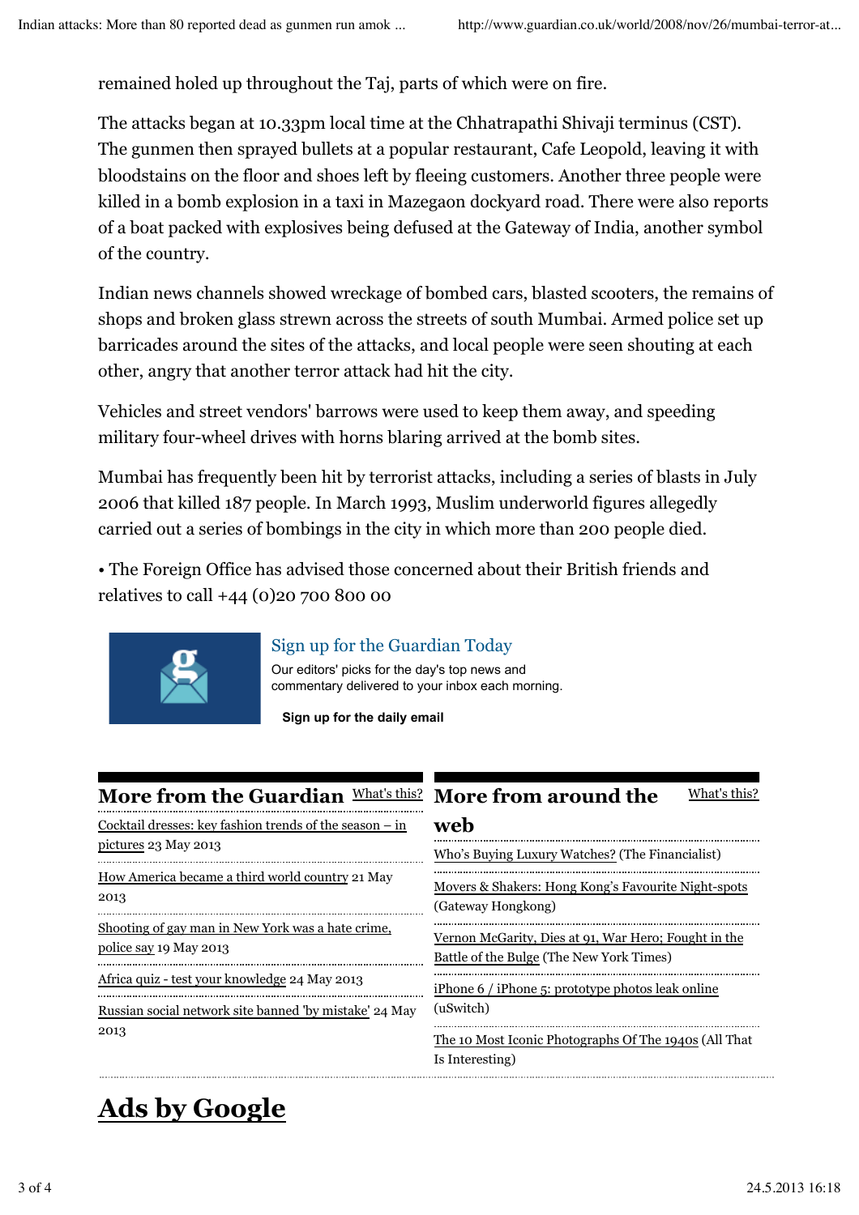remained holed up throughout the Taj, parts of which were on fire.

The attacks began at 10.33pm local time at the Chhatrapathi Shivaji terminus (CST). The gunmen then sprayed bullets at a popular restaurant, Cafe Leopold, leaving it with bloodstains on the floor and shoes left by fleeing customers. Another three people were killed in a bomb explosion in a taxi in Mazegaon dockyard road. There were also reports of a boat packed with explosives being defused at the Gateway of India, another symbol of the country.

Indian news channels showed wreckage of bombed cars, blasted scooters, the remains of shops and broken glass strewn across the streets of south Mumbai. Armed police set up barricades around the sites of the attacks, and local people were seen shouting at each other, angry that another terror attack had hit the city.

Vehicles and street vendors' barrows were used to keep them away, and speeding military four-wheel drives with horns blaring arrived at the bomb sites.

Mumbai has frequently been hit by terrorist attacks, including a series of blasts in July 2006 that killed 187 people. In March 1993, Muslim underworld figures allegedly carried out a series of bombings in the city in which more than 200 people died.

• The Foreign Office has advised those concerned about their British friends and relatives to call +44 (0)20 700 800 00

Sign up for the Guardian Today

Our editors' picks for the day's top news and commentary delivered to your inbox each morning.

**Sign up for the daily email**

## More from the Guardian

What's this?

- Cocktail dresses: key fashion trends of the season – in pictures 23 May 2013
- How America became a third world country 21 May 2013
- Shooting of gay man in New York was a hate crime, police say 19 May 2013
- Africa quiz - test your knowledge 24 May 2013
- Russian social network site banned 'by mistake' 24 May 2013

## More from around the web

What's this?

- Who's Buying Luxury Watches? (The Financialist)
- Movers & Shakers: Hong Kong's Favourite Night-spots (Gateway Hongkong)
- Vernon McGarity, Dies at 91, War Hero; Fought in the Battle of the Bulge (The New York Times)
- iPhone 6 / iPhone 5: prototype photos leak online (uSwitch)
- The 10 Most Iconic Photographs Of The 1940s (All That Is Interesting)

## Ads by Google